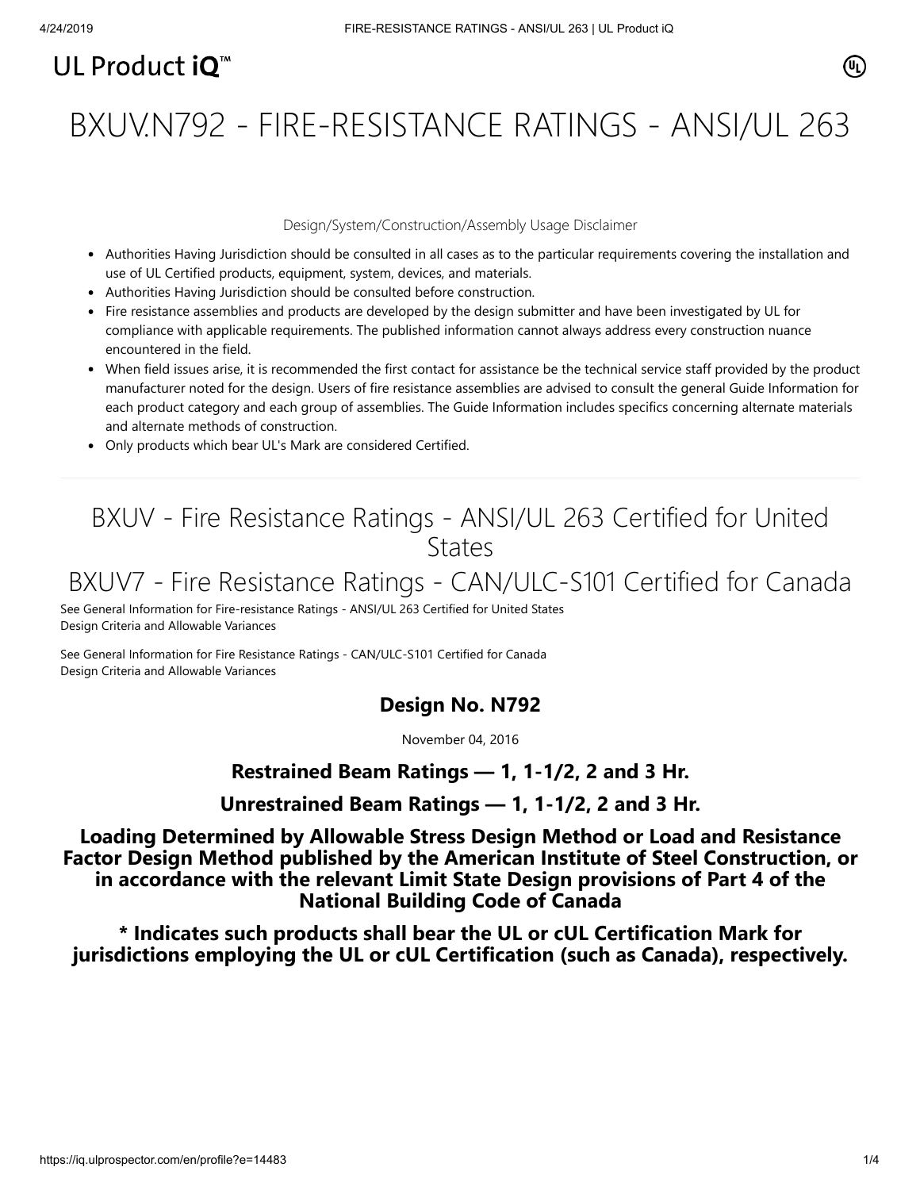UL Product iQ™

# BXUV.N792 - FIRE-RESISTANCE RATINGS - ANSI/UL 263

Design/System/Construction/Assembly Usage Disclaimer

- Authorities Having Jurisdiction should be consulted in all cases as to the particular requirements covering the installation and use of UL Certified products, equipment, system, devices, and materials.
- Authorities Having Jurisdiction should be consulted before construction.
- Fire resistance assemblies and products are developed by the design submitter and have been investigated by UL for compliance with applicable requirements. The published information cannot always address every construction nuance encountered in the field.
- When field issues arise, it is recommended the first contact for assistance be the technical service staff provided by the product manufacturer noted for the design. Users of fire resistance assemblies are advised to consult the general Guide Information for each product category and each group of assemblies. The Guide Information includes specifics concerning alternate materials and alternate methods of construction.
- Only products which bear UL's Mark are considered Certified.

## BXUV - Fire Resistance Ratings - ANSI/UL 263 Certified for United States

## BXUV7 - Fire Resistance Ratings - CAN/ULC-S101 Certified for Canada

See General Information for Fire-resistance Ratings - ANSI/UL 263 Certified for United States
Design Criteria and Allowable Variances

See General Information for Fire Resistance Ratings - CAN/ULC-S101 Certified for Canada
Design Criteria and Allowable Variances

### Design No. N792

November 04, 2016

### Restrained Beam Ratings — 1, 1-1/2, 2 and 3 Hr.

### Unrestrained Beam Ratings — 1, 1-1/2, 2 and 3 Hr.

### Loading Determined by Allowable Stress Design Method or Load and Resistance Factor Design Method published by the American Institute of Steel Construction, or in accordance with the relevant Limit State Design provisions of Part 4 of the National Building Code of Canada

### * Indicates such products shall bear the UL or cUL Certification Mark for jurisdictions employing the UL or cUL Certification (such as Canada), respectively.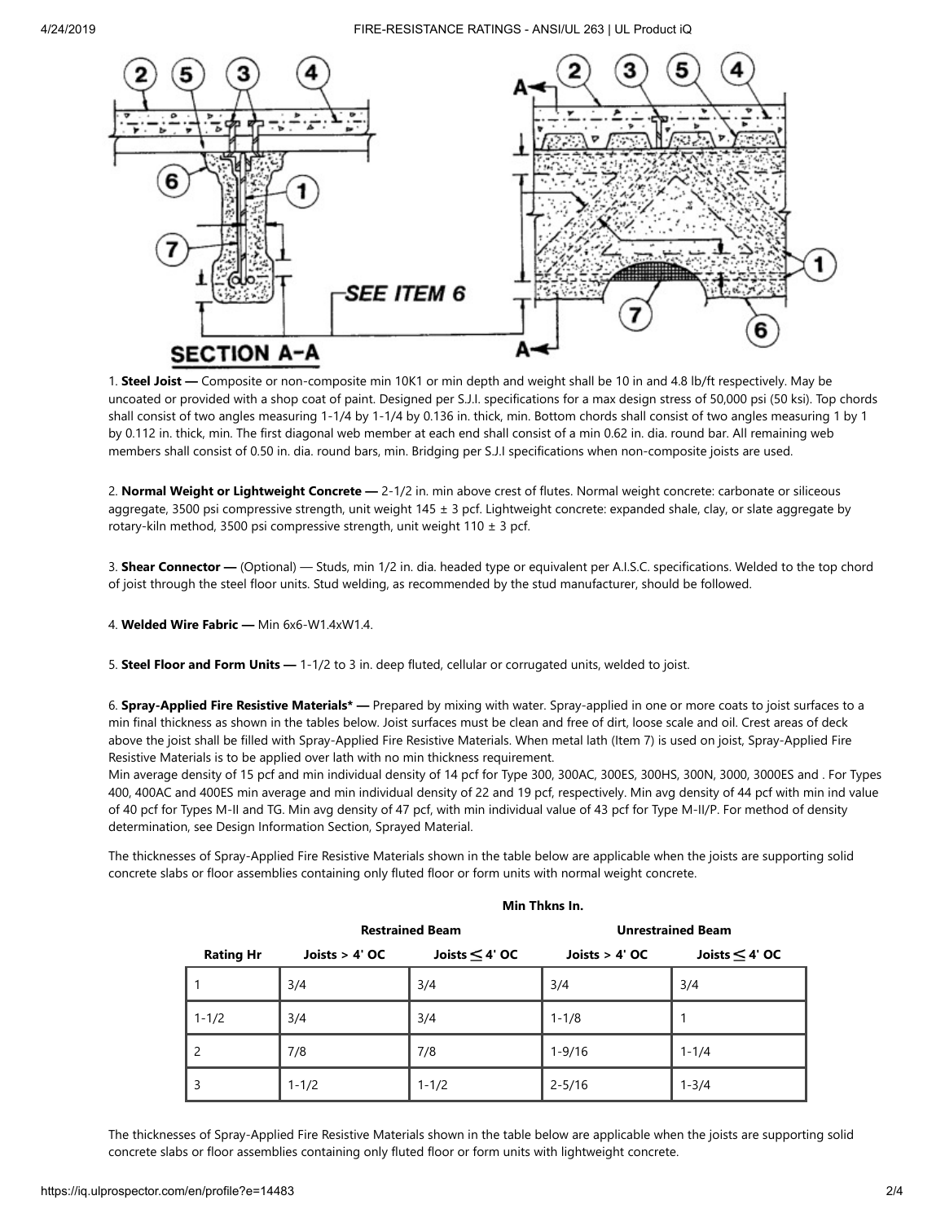1. **Steel Joist —** Composite or non-composite min 10K1 or min depth and weight shall be 10 in and 4.8 lb/ft respectively. May be uncoated or provided with a shop coat of paint. Designed per S.J.I. specifications for a max design stress of 50,000 psi (50 ksi). Top chords shall consist of two angles measuring 1-1/4 by 1-1/4 by 0.136 in. thick, min. Bottom chords shall consist of two angles measuring 1 by 1 by 0.112 in. thick, min. The first diagonal web member at each end shall consist of a min 0.62 in. dia. round bar. All remaining web members shall consist of 0.50 in. dia. round bars, min. Bridging per S.J.I specifications when non-composite joists are used.

2. **Normal Weight or Lightweight Concrete —** 2-1/2 in. min above crest of flutes. Normal weight concrete: carbonate or siliceous aggregate, 3500 psi compressive strength, unit weight 145 ± 3 pcf. Lightweight concrete: expanded shale, clay, or slate aggregate by rotary-kiln method, 3500 psi compressive strength, unit weight 110 ± 3 pcf.

3. **Shear Connector —** (Optional) — Studs, min 1/2 in. dia. headed type or equivalent per A.I.S.C. specifications. Welded to the top chord of joist through the steel floor units. Stud welding, as recommended by the stud manufacturer, should be followed.

4. **Welded Wire Fabric —** Min 6x6-W1.4xW1.4.

5. **Steel Floor and Form Units —** 1-1/2 to 3 in. deep fluted, cellular or corrugated units, welded to joist.

6. **Spray-Applied Fire Resistive Materials* —** Prepared by mixing with water. Spray-applied in one or more coats to joist surfaces to a min final thickness as shown in the tables below. Joist surfaces must be clean and free of dirt, loose scale and oil. Crest areas of deck above the joist shall be filled with Spray-Applied Fire Resistive Materials. When metal lath (Item 7) is used on joist, Spray-Applied Fire Resistive Materials is to be applied over lath with no min thickness requirement.
Min average density of 15 pcf and min individual density of 14 pcf for Type 300, 300AC, 300ES, 300HS, 300N, 3000, 3000ES and . For Types 400, 400AC and 400ES min average and min individual density of 22 and 19 pcf, respectively. Min avg density of 44 pcf with min ind value of 40 pcf for Types M-II and TG. Min avg density of 47 pcf, with min individual value of 43 pcf for Type M-II/P. For method of density determination, see Design Information Section, Sprayed Material.

The thicknesses of Spray-Applied Fire Resistive Materials shown in the table below are applicable when the joists are supporting solid concrete slabs or floor assemblies containing only fluted floor or form units with normal weight concrete.

| | Min Thkns In. | | | |
|---|---|---|---|---|
| | Restrained Beam | | Unrestrained Beam | |
| Rating Hr | Joists > 4' OC | Joists ≤ 4' OC | Joists > 4' OC | Joists ≤ 4' OC |
| 1 | 3/4 | 3/4 | 3/4 | 3/4 |
| 1-1/2 | 3/4 | 3/4 | 1-1/8 | 1 |
| 2 | 7/8 | 7/8 | 1-9/16 | 1-1/4 |
| 3 | 1-1/2 | 1-1/2 | 2-5/16 | 1-3/4 |

The thicknesses of Spray-Applied Fire Resistive Materials shown in the table below are applicable when the joists are supporting solid concrete slabs or floor assemblies containing only fluted floor or form units with lightweight concrete.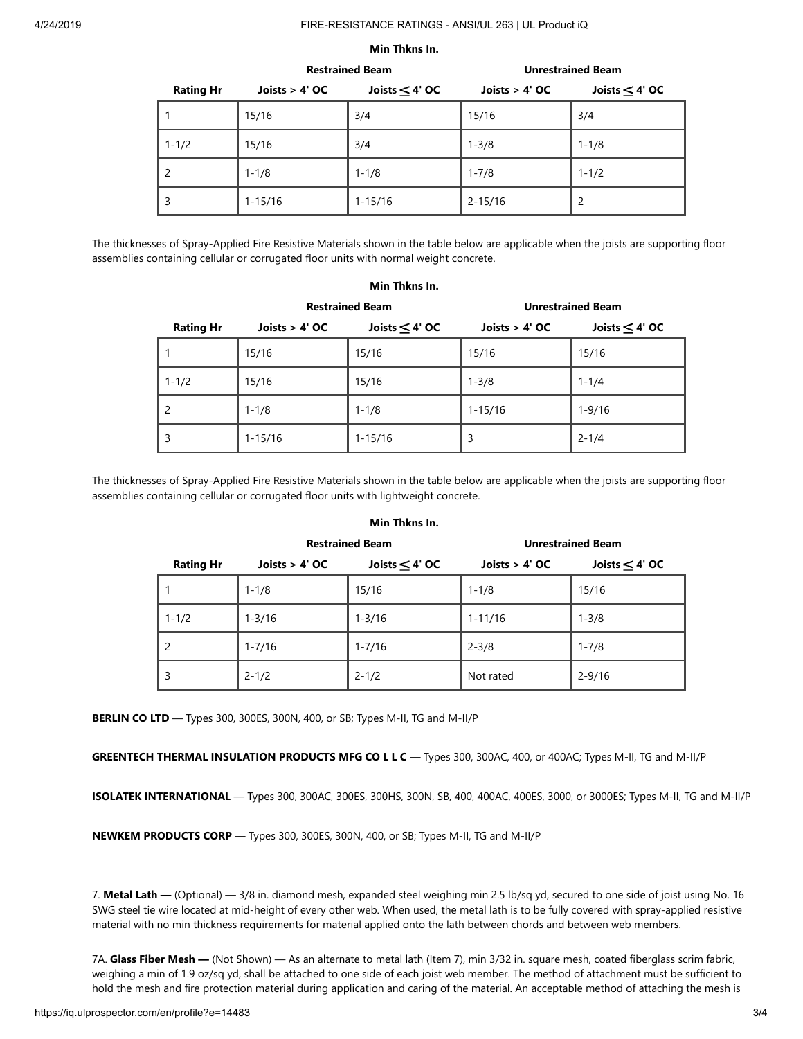**Min Thkns In.**

| | Restrained Beam | | Unrestrained Beam | |
|---|---|---|---|---|
| **Rating Hr** | **Joists > 4' OC** | **Joists ≤ 4' OC** | **Joists > 4' OC** | **Joists ≤ 4' OC** |
| 1 | 15/16 | 3/4 | 15/16 | 3/4 |
| 1-1/2 | 15/16 | 3/4 | 1-3/8 | 1-1/8 |
| 2 | 1-1/8 | 1-1/8 | 1-7/8 | 1-1/2 |
| 3 | 1-15/16 | 1-15/16 | 2-15/16 | 2 |

The thicknesses of Spray-Applied Fire Resistive Materials shown in the table below are applicable when the joists are supporting floor assemblies containing cellular or corrugated floor units with normal weight concrete.

**Min Thkns In.**

| | Restrained Beam | | Unrestrained Beam | |
|---|---|---|---|---|
| **Rating Hr** | **Joists > 4' OC** | **Joists ≤ 4' OC** | **Joists > 4' OC** | **Joists ≤ 4' OC** |
| 1 | 15/16 | 15/16 | 15/16 | 15/16 |
| 1-1/2 | 15/16 | 15/16 | 1-3/8 | 1-1/4 |
| 2 | 1-1/8 | 1-1/8 | 1-15/16 | 1-9/16 |
| 3 | 1-15/16 | 1-15/16 | 3 | 2-1/4 |

The thicknesses of Spray-Applied Fire Resistive Materials shown in the table below are applicable when the joists are supporting floor assemblies containing cellular or corrugated floor units with lightweight concrete.

**Min Thkns In.**

| | Restrained Beam | | Unrestrained Beam | |
|---|---|---|---|---|
| **Rating Hr** | **Joists > 4' OC** | **Joists ≤ 4' OC** | **Joists > 4' OC** | **Joists ≤ 4' OC** |
| 1 | 1-1/8 | 15/16 | 1-1/8 | 15/16 |
| 1-1/2 | 1-3/16 | 1-3/16 | 1-11/16 | 1-3/8 |
| 2 | 1-7/16 | 1-7/16 | 2-3/8 | 1-7/8 |
| 3 | 2-1/2 | 2-1/2 | Not rated | 2-9/16 |

**BERLIN CO LTD** — Types 300, 300ES, 300N, 400, or SB; Types M-II, TG and M-II/P

**GREENTECH THERMAL INSULATION PRODUCTS MFG CO L L C** — Types 300, 300AC, 400, or 400AC; Types M-II, TG and M-II/P

**ISOLATEK INTERNATIONAL** — Types 300, 300AC, 300ES, 300HS, 300N, SB, 400, 400AC, 400ES, 3000, or 3000ES; Types M-II, TG and M-II/P

**NEWKEM PRODUCTS CORP** — Types 300, 300ES, 300N, 400, or SB; Types M-II, TG and M-II/P

7. **Metal Lath —** (Optional) — 3/8 in. diamond mesh, expanded steel weighing min 2.5 lb/sq yd, secured to one side of joist using No. 16 SWG steel tie wire located at mid-height of every other web. When used, the metal lath is to be fully covered with spray-applied resistive material with no min thickness requirements for material applied onto the lath between chords and between web members.

7A. **Glass Fiber Mesh —** (Not Shown) — As an alternate to metal lath (Item 7), min 3/32 in. square mesh, coated fiberglass scrim fabric, weighing a min of 1.9 oz/sq yd, shall be attached to one side of each joist web member. The method of attachment must be sufficient to hold the mesh and fire protection material during application and caring of the material. An acceptable method of attaching the mesh is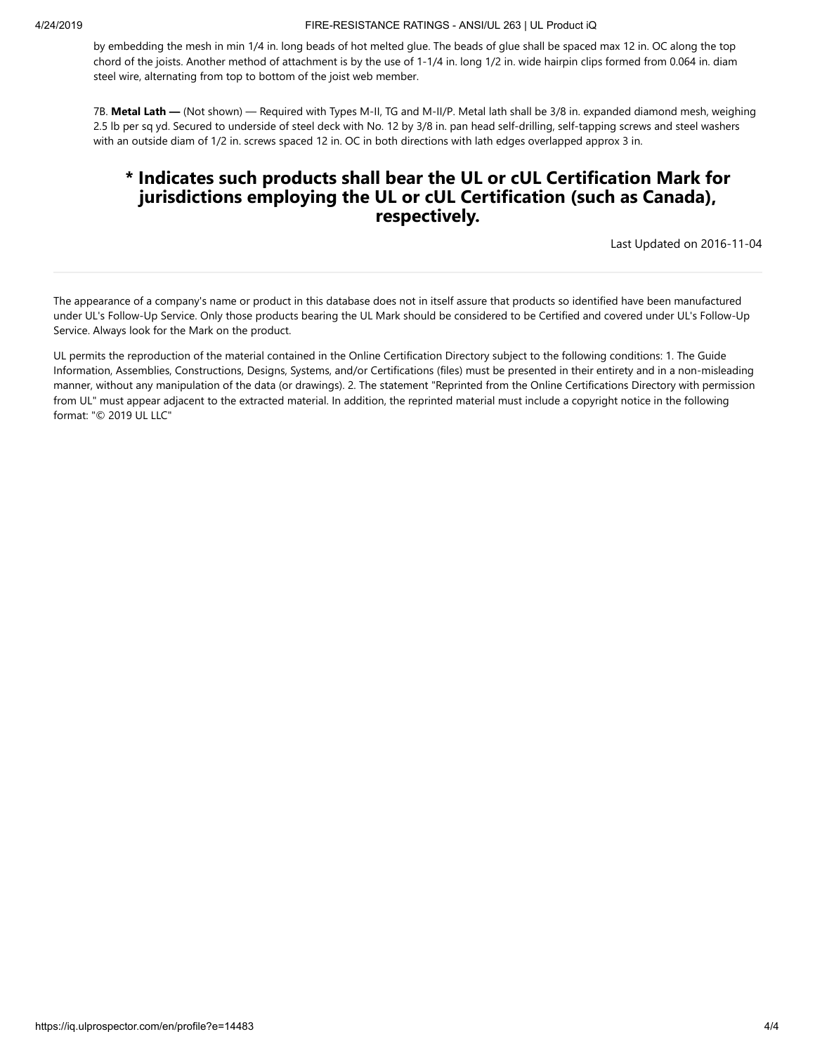by embedding the mesh in min 1/4 in. long beads of hot melted glue. The beads of glue shall be spaced max 12 in. OC along the top chord of the joists. Another method of attachment is by the use of 1-1/4 in. long 1/2 in. wide hairpin clips formed from 0.064 in. diam steel wire, alternating from top to bottom of the joist web member.

7B. **Metal Lath —** (Not shown) — Required with Types M-II, TG and M-II/P. Metal lath shall be 3/8 in. expanded diamond mesh, weighing 2.5 lb per sq yd. Secured to underside of steel deck with No. 12 by 3/8 in. pan head self-drilling, self-tapping screws and steel washers with an outside diam of 1/2 in. screws spaced 12 in. OC in both directions with lath edges overlapped approx 3 in.

## * Indicates such products shall bear the UL or cUL Certification Mark for jurisdictions employing the UL or cUL Certification (such as Canada), respectively.

Last Updated on 2016-11-04

---

The appearance of a company's name or product in this database does not in itself assure that products so identified have been manufactured under UL's Follow-Up Service. Only those products bearing the UL Mark should be considered to be Certified and covered under UL's Follow-Up Service. Always look for the Mark on the product.

UL permits the reproduction of the material contained in the Online Certification Directory subject to the following conditions: 1. The Guide Information, Assemblies, Constructions, Designs, Systems, and/or Certifications (files) must be presented in their entirety and in a non-misleading manner, without any manipulation of the data (or drawings). 2. The statement "Reprinted from the Online Certifications Directory with permission from UL" must appear adjacent to the extracted material. In addition, the reprinted material must include a copyright notice in the following format: "© 2019 UL LLC"